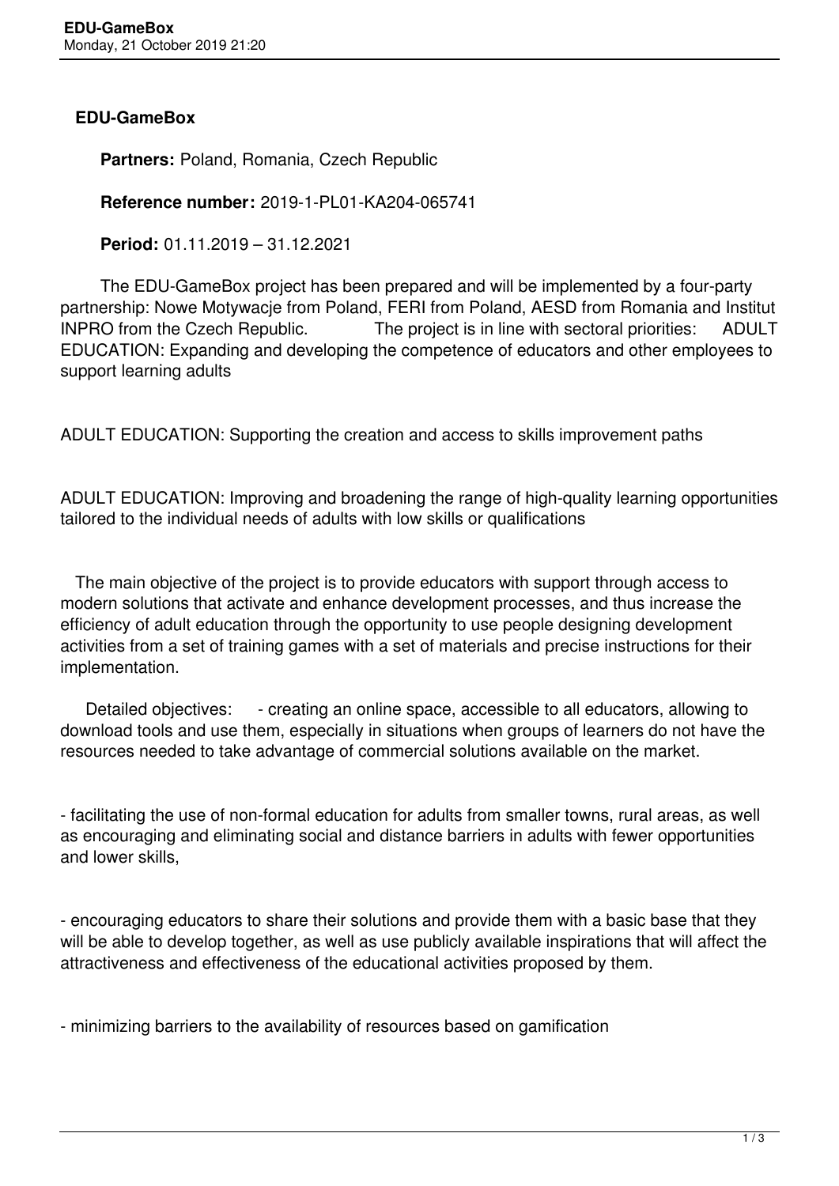# EDU-GameBox

**Partners:** Poland, Romania, Czech Republic

**Reference number:** 2019-1-PL01-KA204-065741

**Period:** 01.11.2019 – 31.12.2021

The EDU-GameBox project has been prepared and will be implemented by a four-party partnership: Nowe Motywacje from Poland, FERI from Poland, AESD from Romania and Institut INPRO from the Czech Republic. The project is in line with sectoral priorities: ADULT EDUCATION: Expanding and developing the competence of educators and other employees to support learning adults

ADULT EDUCATION: Supporting the creation and access to skills improvement paths

ADULT EDUCATION: Improving and broadening the range of high-quality learning opportunities tailored to the individual needs of adults with low skills or qualifications

The main objective of the project is to provide educators with support through access to modern solutions that activate and enhance development processes, and thus increase the efficiency of adult education through the opportunity to use people designing development activities from a set of training games with a set of materials and precise instructions for their implementation.

Detailed objectives: - creating an online space, accessible to all educators, allowing to download tools and use them, especially in situations when groups of learners do not have the resources needed to take advantage of commercial solutions available on the market.

- facilitating the use of non-formal education for adults from smaller towns, rural areas, as well as encouraging and eliminating social and distance barriers in adults with fewer opportunities and lower skills,

- encouraging educators to share their solutions and provide them with a basic base that they will be able to develop together, as well as use publicly available inspirations that will affect the attractiveness and effectiveness of the educational activities proposed by them.

- minimizing barriers to the availability of resources based on gamification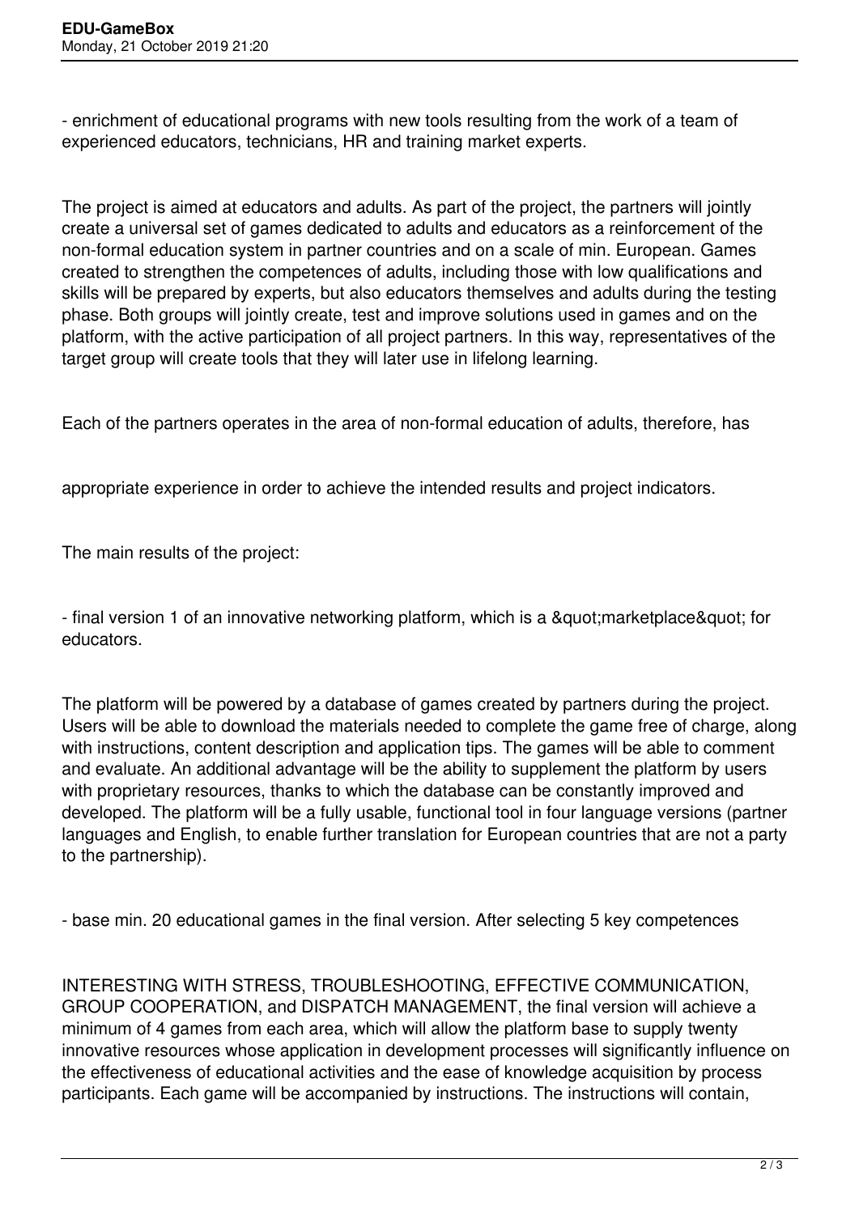- enrichment of educational programs with new tools resulting from the work of a team of experienced educators, technicians, HR and training market experts.

The project is aimed at educators and adults. As part of the project, the partners will jointly create a universal set of games dedicated to adults and educators as a reinforcement of the non-formal education system in partner countries and on a scale of min. European. Games created to strengthen the competences of adults, including those with low qualifications and skills will be prepared by experts, but also educators themselves and adults during the testing phase. Both groups will jointly create, test and improve solutions used in games and on the platform, with the active participation of all project partners. In this way, representatives of the target group will create tools that they will later use in lifelong learning.

Each of the partners operates in the area of non-formal education of adults, therefore, has

appropriate experience in order to achieve the intended results and project indicators.

The main results of the project:

- final version 1 of an innovative networking platform, which is a &quot;marketplace&quot; for educators.

The platform will be powered by a database of games created by partners during the project. Users will be able to download the materials needed to complete the game free of charge, along with instructions, content description and application tips. The games will be able to comment and evaluate. An additional advantage will be the ability to supplement the platform by users with proprietary resources, thanks to which the database can be constantly improved and developed. The platform will be a fully usable, functional tool in four language versions (partner languages and English, to enable further translation for European countries that are not a party to the partnership).

- base min. 20 educational games in the final version. After selecting 5 key competences

INTERESTING WITH STRESS, TROUBLESHOOTING, EFFECTIVE COMMUNICATION, GROUP COOPERATION, and DISPATCH MANAGEMENT, the final version will achieve a minimum of 4 games from each area, which will allow the platform base to supply twenty innovative resources whose application in development processes will significantly influence on the effectiveness of educational activities and the ease of knowledge acquisition by process participants. Each game will be accompanied by instructions. The instructions will contain,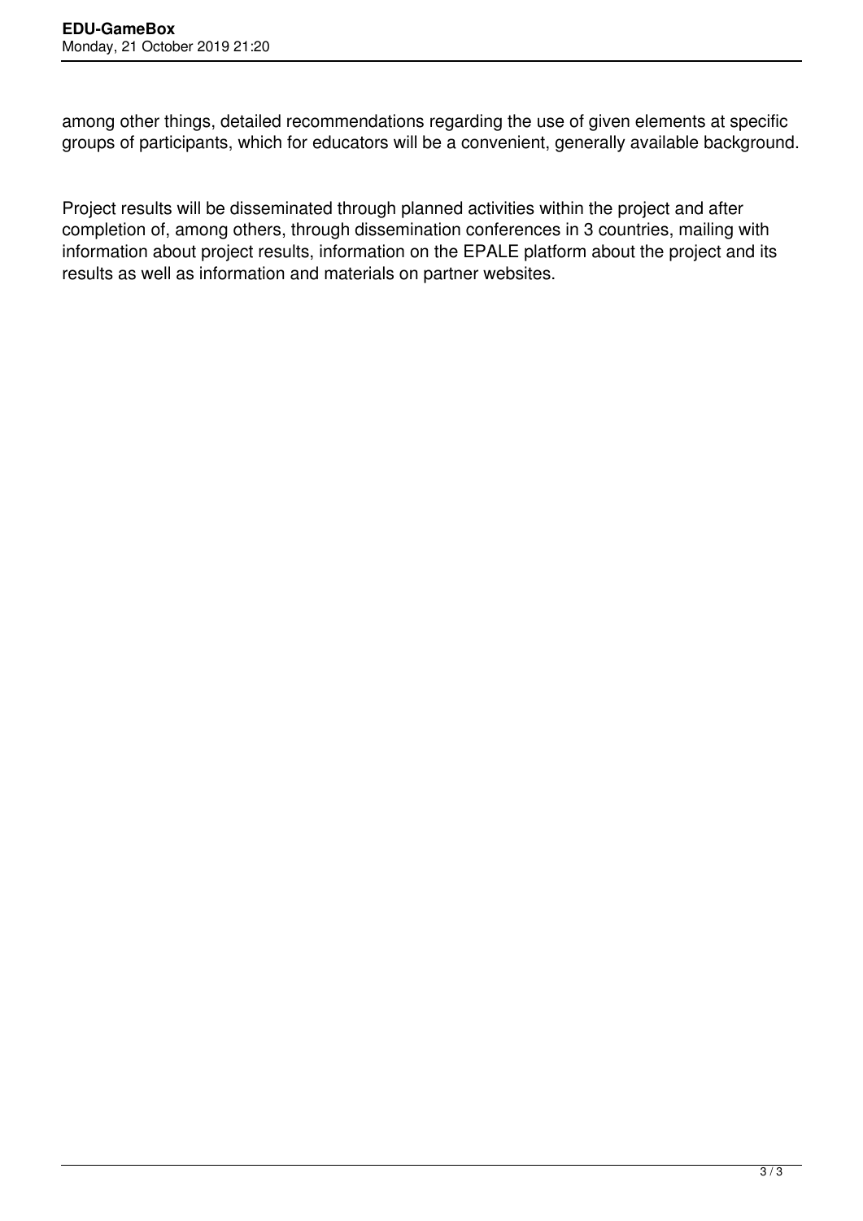among other things, detailed recommendations regarding the use of given elements at specific groups of participants, which for educators will be a convenient, generally available background.

Project results will be disseminated through planned activities within the project and after completion of, among others, through dissemination conferences in 3 countries, mailing with information about project results, information on the EPALE platform about the project and its results as well as information and materials on partner websites.